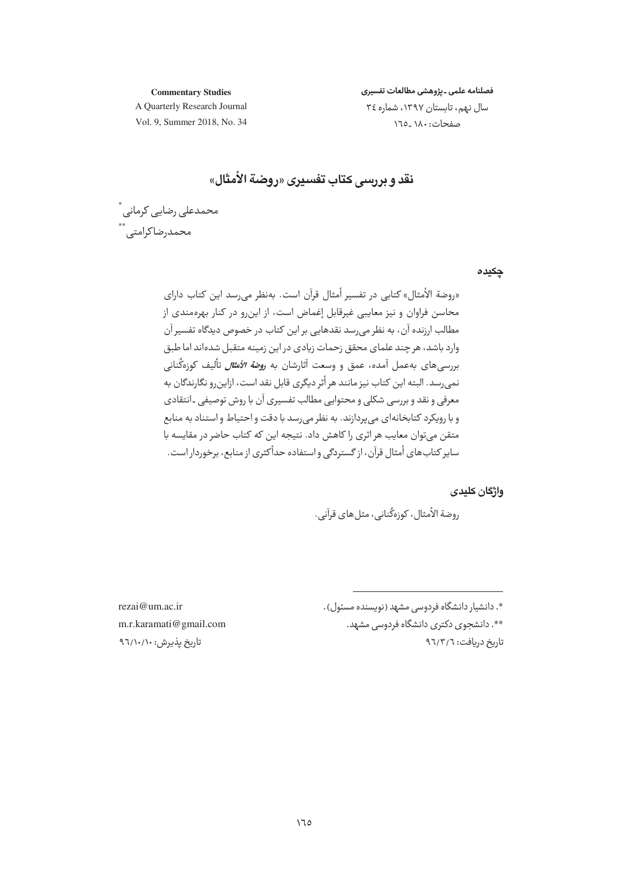# نقد و بررسی کتاب تفسیری «روضة الأمثال»

محمدعلی رضایی کرمانی[*]

محمدرضا کرامتی[**]

## چکیده

«روضة الأمثال» کتابی در تفسیر أمثال قرآن است. به‌نظر می‌رسد این کتاب دارای محاسن فراوان و نیز معایبی غیرقابل إغماض است، از این‌رو در کنار بهره‌مندی از مطالب ارزنده آن، به نظر می‌رسد نقدهایی بر این کتاب در خصوص دیدگاه تفسیر آن وارد باشد، هر چند علمای محقق زحمات زیادی در این زمینه متقبل شده‌اند اما طبق بررسی‌های به‌عمل آمده، عمق و وسعت آثارشان به ***روضة الأمثال*** تألیف کوزه‌کُنانی نمی‌رسد. البته این کتاب نیز مانند هر أثر دیگری قابل نقد است، ازاین‌رو نگارندگان به معرفی و نقد و بررسی شکلی و محتوایی مطالب تفسیری آن با روش توصیفی ـ انتقادی و با رویکرد کتابخانه‌ای می‌پردازند. به نظر می‌رسد با دقت و احتیاط و استناد به منابع متقن می‌توان معایب هر اثری را کاهش داد. نتیجه این که کتاب حاضر در مقایسه با سایر کتاب‌های أمثال قرآن، از گستردگی و استفاده حدأکثری از منابع، برخوردار است.

## واژگان کلیدی

روضة الأمثال، کوزه‌کُنانی، مثل‌های قرآنی.

---

*. دانشیار دانشگاه فردوسی مشهد (نویسنده مسئول).

rezai@um.ac.ir

**. دانشجوی دکتری دانشگاه فردوسی مشهد.

m.r.karamati@gmail.com

تاریخ دریافت: ۹۶/۳/۶

تاریخ پذیرش: ۹۶/۱۰/۱۰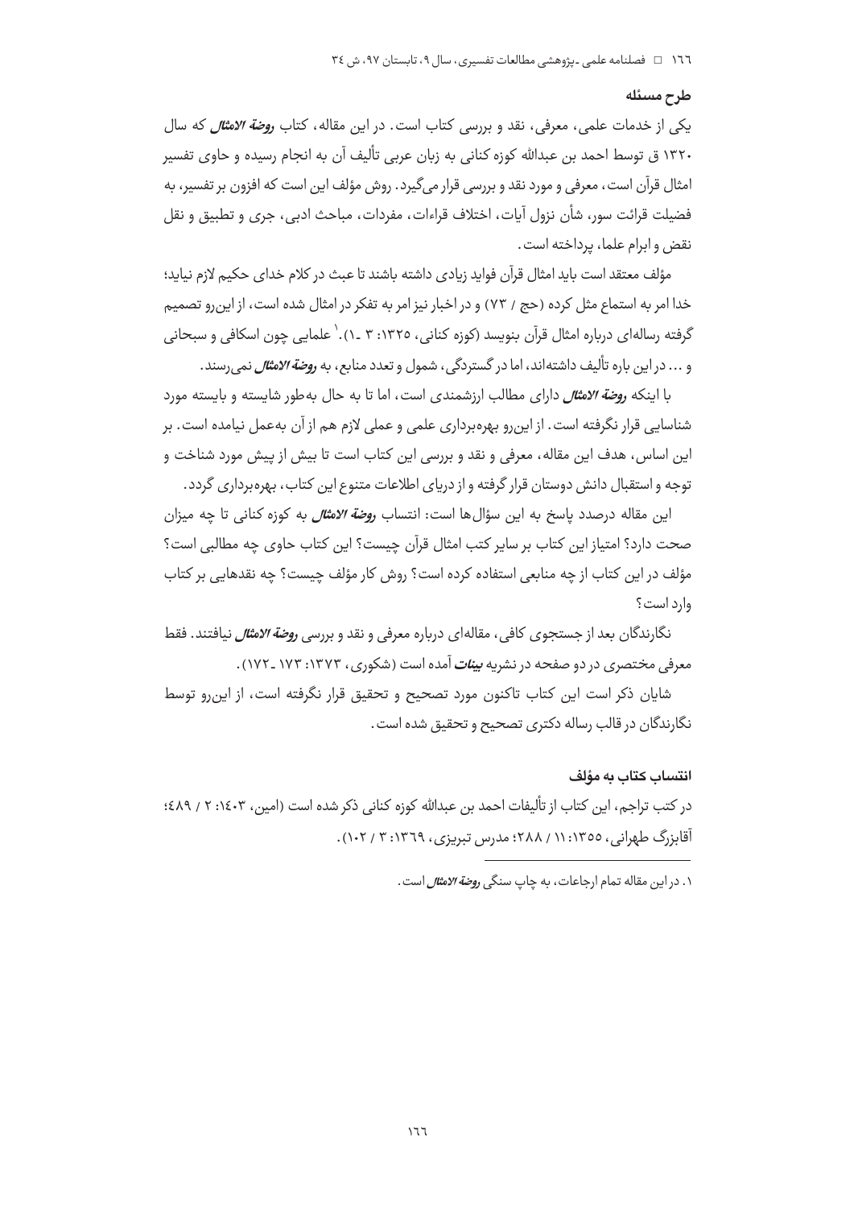## طرح مسئله

یکی از خدمات علمی، معرفی، نقد و بررسی کتاب است. در این مقاله، کتاب *روضة الامثال* که سال ۱۳۲۰ ق توسط احمد بن عبدالله کوزه کنانی به زبان عربی تألیف آن به انجام رسیده و حاوی تفسیر امثال قرآن است، معرفی و مورد نقد و بررسی قرار می‌گیرد. روش مؤلف این است که افزون بر تفسیر، به فضیلت قرائت سور، شأن نزول آیات، اختلاف قراءات، مفردات، مباحث ادبی، جری و تطبیق و نقل نقض و ابرام علما، پرداخته است.

مؤلف معتقد است باید امثال قرآن فواید زیادی داشته باشند تا عبث در کلام خدای حکیم لازم نیاید؛ خدا امر به استماع مثل کرده (حج / ۷۳) و در اخبار نیز امر به تفکر در امثال شده است، از این‌رو تصمیم گرفته رساله‌ای درباره امثال قرآن بنویسد (کوزه کنانی، ۱۳۲۵: ۳ ـ ۱).[1] علمایی چون اسکافی و سبحانی و ... در این باره تألیف داشته‌اند، اما در گستردگی، شمول و تعدد منابع، به *روضة الامثال* نمی‌رسند.

با اینکه *روضة الامثال* دارای مطالب ارزشمندی است، اما تا به حال به‌طور شایسته و بایسته مورد شناسایی قرار نگرفته است. از این‌رو بهره‌برداری علمی و عملی لازم هم از آن به‌عمل نیامده است. بر این اساس، هدف این مقاله، معرفی و نقد و بررسی این کتاب است تا بیش از پیش مورد شناخت و توجه و استقبال دانش دوستان قرار گرفته و از دریای اطلاعات متنوع این کتاب، بهره‌برداری گردد.

این مقاله درصدد پاسخ به این سؤال‌ها است: انتساب *روضة الامثال* به کوزه کنانی تا چه میزان صحت دارد؟ امتیاز این کتاب بر سایر کتب امثال قرآن چیست؟ این کتاب حاوی چه مطالبی است؟ مؤلف در این کتاب از چه منابعی استفاده کرده است؟ روش کار مؤلف چیست؟ چه نقدهایی بر کتاب وارد است؟

نگارندگان بعد از جستجوی کافی، مقاله‌ای درباره معرفی و نقد و بررسی *روضة الامثال* نیافتند. فقط معرفی مختصری در دو صفحه در نشریه *بینات* آمده است (شکوری، ۱۳۷۳: ۱۷۳ ـ ۱۷۲).

شایان ذکر است این کتاب تاکنون مورد تصحیح و تحقیق قرار نگرفته است، از این‌رو توسط نگارندگان در قالب رساله دکتری تصحیح و تحقیق شده است.

## انتساب کتاب به مؤلف

در کتب تراجم، این کتاب از تألیفات احمد بن عبدالله کوزه کنانی ذکر شده است (امین، ۱۴۰۳: ۲ / ۴۸۹؛ آقابزرگ طهرانی، ۱۳۵۵: ۱۱ / ۲۸۸؛ مدرس تبریزی، ۱۳۶۹: ۳ / ۱۰۲).

---

۱. در این مقاله تمام ارجاعات، به چاپ سنگی *روضة الامثال* است.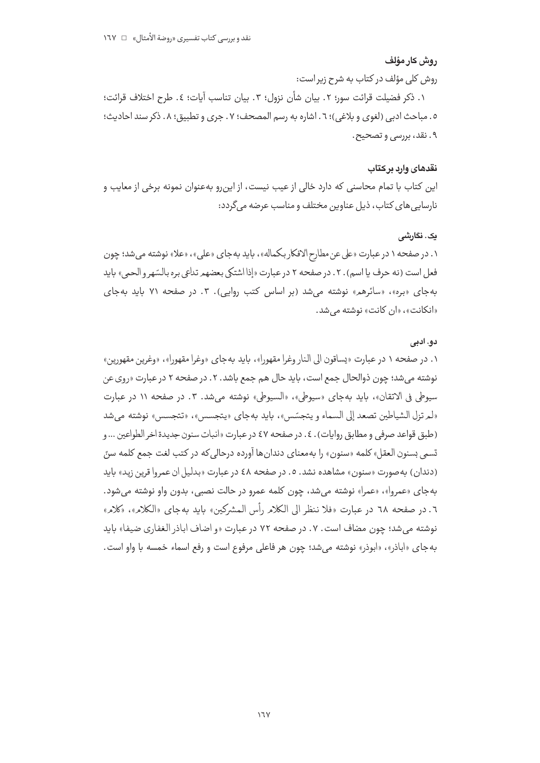## روش کار مؤلف

روش کلی مؤلف در کتاب به شرح زیر است:

۱. ذکر فضیلت قرائت سور؛ ۲. بیان شأن نزول؛ ۳. بیان تناسب آیات؛ ٤. طرح اختلاف قرائت؛ ٥. مباحث ادبی (لغوی و بلاغی)؛ ٦. اشاره به رسم المصحف؛ ۷. جری و تطبیق؛ ۸. ذکر سند احادیث؛ ۹. نقد، بررسی و تصحیح.

## نقدهای وارد بر کتاب

این کتاب با تمام محاسنی که دارد خالی از عیب نیست، از این‌رو به‌عنوان نمونه برخی از معایب و نارسایی‌های کتاب، ذیل عناوین مختلف و مناسب عرضه می‌گردد:

### یک. نگارشی

۱. در صفحه ۱ در عبارت «علی عن مطارح الافکار بکماله»، باید به‌جای «علی»، «علا» نوشته می‌شد؛ چون فعل است (نه حرف یا اسم). ۲. در صفحه ۲ در عبارت «إذا اشتکی بعضهم تداعی بره بالسّهر و الحمی» باید به‌جای «بره»، «سائرهم» نوشته می‌شد (بر اساس کتب روایی). ۳. در صفحه ۷۱ باید به‌جای «انکانت»، «ان کانت» نوشته می‌شد.

### دو. ادبی

۱. در صفحه ۱ در عبارت «یساقون الی النار وغرا مقهورا»، باید به‌جای «وغرا مقهورا»، «وغرین مقهورین» نوشته می‌شد؛ چون ذوالحال جمع است، باید حال هم جمع باشد. ۲. در صفحه ۲ در عبارت «روی عن سیوطی فی الاتقان»، باید به‌جای «سیوطی»، «السیوطی» نوشته می‌شد. ۳. در صفحه ۱۱ در عبارت «لم تزل الشیاطین تصعد إلی السماء و یتجسّس»، باید به‌جای «یتجسس»، «تتجسس» نوشته می‌شد (طبق قواعد صرفی و مطابق روایات). ٤. در صفحه ٤۷ در عبارت «انبات سنون جدیدة اخر الطواعین ... و تسمی بسنون العقل» کلمه «سنون» را به‌معنای دندان‌ها آورده درحالی‌که در کتب لغت جمع کلمه سنّ (دندان) به‌صورت «سنون» مشاهده نشد. ٥. در صفحه ٤۸ در عبارت «بدلیل ان عمروا قرین زید» باید به‌جای «عمروا»، «عمرا» نوشته می‌شد، چون کلمه عمرو در حالت نصبی، بدون واو نوشته می‌شود. ٦. در صفحه ٦۸ در عبارت «فلا ننظر الی الکلام رأس المشرکین» باید به‌جای «الکلام»، «کلام» نوشته می‌شد؛ چون مضاف است. ۷. در صفحه ۷۲ در عبارت «و اضاف اباذر الغفاری ضیفا» باید به‌جای «اباذر»، «ابوذر» نوشته می‌شد؛ چون هر فاعلی مرفوع است و رفع اسماء خمسه با واو است.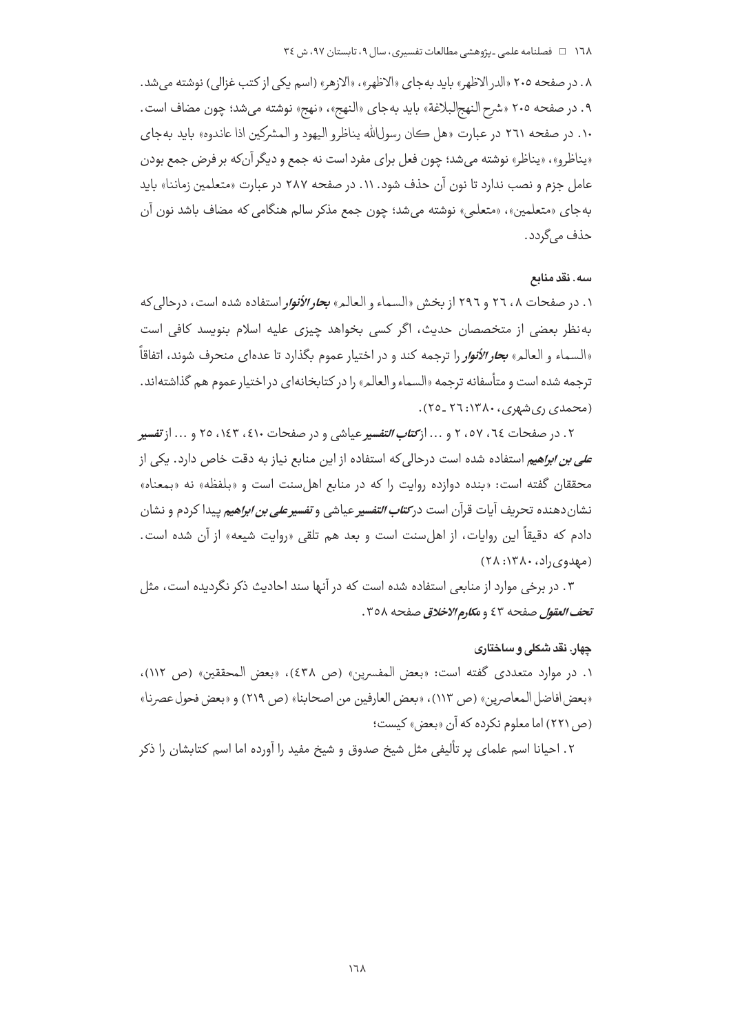۸. در صفحه ۲۰۵ «الدر الاظهر» باید به‌جای «الاظهر»، «الازهر» (اسم یکی از کتب غزالی) نوشته می‌شد.

۹. در صفحه ۲۰۵ «شرح النهج‌البلاغة» باید به‌جای «النهج»، «نهج» نوشته می‌شد؛ چون مضاف است.

۱۰. در صفحه ۲۶۱ در عبارت «هل کان رسول‌الله یناظرو الیهود و المشرکین اذا عاندوه» باید به‌جای «یناظرو»، «یناظر» نوشته می‌شد؛ چون فعل برای مفرد است نه جمع و دیگر آن‌که بر فرض جمع بودن عامل جزم و نصب ندارد تا نون آن حذف شود. ۱۱. در صفحه ۲۸۷ در عبارت «متعلمین زماننا» باید به‌جای «متعلمین»، «متعلمی» نوشته می‌شد؛ چون جمع مذکر سالم هنگامی که مضاف باشد نون آن حذف می‌گردد.

### سه. نقد منابع

۱. در صفحات ۸، ۲۶ و ۲۹۶ از بخش «السماء و العالم» ***بحار الأنوار*** استفاده شده است، درحالی‌که به‌نظر بعضی از متخصصان حدیث، اگر کسی بخواهد چیزی علیه اسلام بنویسد کافی است «السماء و العالم» ***بحار الأنوار*** را ترجمه کند و در اختیار عموم بگذارد تا عده‌ای منحرف شوند، اتفاقاً ترجمه شده است و متأسفانه ترجمه «السماء و العالم» را در کتابخانه‌ای در اختیار عموم هم گذاشته‌اند. (محمدی ری‌شهری، ۱۳۸۰: ۲۶ ـ ۲۵).

۲. در صفحات ۶۴، ۵۷، ۲ و ... از ***کتاب التفسیر*** عیاشی و در صفحات ۴۱۰، ۱۴۳، ۲۵ و ... از ***تفسیر علی بن ابراهیم*** استفاده شده است درحالی‌که استفاده از این منابع نیاز به دقت خاص دارد. یکی از محققان گفته است: «بنده دوازده روایت را که در منابع اهل‌سنت است و «بلفظه» نه «بمعناه» نشان‌دهنده تحریف آیات قرآن است در ***کتاب التفسیر*** عیاشی و ***تفسیر علی بن ابراهیم*** پیدا کردم و نشان دادم که دقیقاً این روایات، از اهل‌سنت است و بعد هم تلقی «روایت شیعه» از آن شده است. (مهدوی‌راد، ۱۳۸۰: ۲۸)

۳. در برخی موارد از منابعی استفاده شده است که در آنها سند احادیث ذکر نگردیده است، مثل ***تحف العقول*** صفحه ۴۳ و ***مکارم الاخلاق*** صفحه ۳۵۸.

### چهار. نقد شکلی و ساختاری

۱. در موارد متعددی گفته است: «بعض المفسرین» (ص ۴۳۸)، «بعض المحققین» (ص ۱۱۲)، «بعض افاضل المعاصرین» (ص ۱۱۳)، «بعض العارفین من اصحابنا» (ص ۲۱۹) و «بعض فحول عصرنا» (ص ۲۲۱) اما معلوم نکرده که آن «بعض» کیست؛

۲. احیانا اسم علمای پر تألیفی مثل شیخ صدوق و شیخ مفید را آورده اما اسم کتابشان را ذکر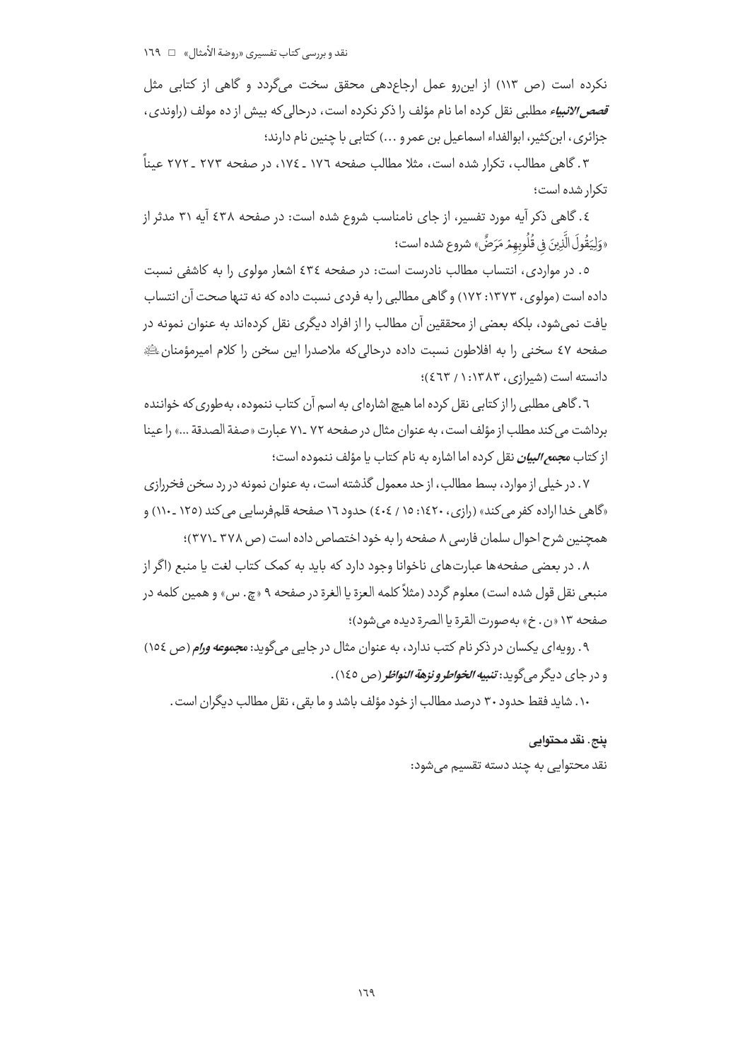نکرده است (ص ۱۱۳) از این‌رو عمل ارجاع‌دهی محقق سخت می‌گردد و گاهی از کتابی مثل ***قصص الانبیاء*** مطلبی نقل کرده اما نام مؤلف را ذکر نکرده است، درحالی‌که بیش از ده مولف (راوندی، جزائری، ابن‌کثیر، ابوالفداء اسماعیل بن عمرو ...) کتابی با چنین نام دارند؛

۳. گاهی مطالب، تکرار شده است، مثلا مطالب صفحه ۱۷۶ ـ ۱۷٤، در صفحه ۲۷۳ ـ ۲۷۲ عیناً تکرار شده است؛

٤. گاهی ذکر آیه مورد تفسیر، از جای نامناسب شروع شده است: در صفحه ٤۳۸ آیه ۳۱ مدثر از «وَلِيَقُولَ الَّذِينَ فِي قُلُوبِهِمْ مَرَضٌ» شروع شده است؛

٥. در مواردی، انتساب مطالب نادرست است: در صفحه ٤۳٤ اشعار مولوی را به کاشفی نسبت داده است (مولوی، ۱۳۷۳: ۱۷۲) و گاهی مطالبی را به فردی نسبت داده که نه تنها صحت آن انتساب یافت نمی‌شود، بلکه بعضی از محققین آن مطالب را از افراد دیگری نقل کرده‌اند به عنوان نمونه در صفحه ٤۷ سخنی را به افلاطون نسبت داده درحالی‌که ملاصدرا این سخن را کلام امیرمؤمنان ﷺ دانسته است (شیرازی، ۱۳۸۳: ۱ / ٤٦۳)؛

٦. گاهی مطلبی را از کتابی نقل کرده اما هیچ اشاره‌ای به اسم آن کتاب ننموده، به‌طوری‌که خواننده برداشت می‌کند مطلب از مؤلف است، به عنوان مثال در صفحه ۷۲ ـ ۷۱ عبارت «صفة الصدقة ...» را عینا از کتاب ***مجمع البیان*** نقل کرده اما اشاره به نام کتاب یا مؤلف ننموده است؛

۷. در خیلی از موارد، بسط مطالب، از حد معمول گذشته است، به عنوان نمونه در رد سخن فخررازی «گاهی خدا اراده کفر می‌کند» (رازی، ۱٤۲۰: ۱٥ / ٤۰٤) حدود ۱٦ صفحه قلم‌فرسایی می‌کند (۱۲٥ ـ ۱۱۰) و همچنین شرح احوال سلمان فارسی ۸ صفحه را به خود اختصاص داده است (ص ۳۷۸ ـ ۳۷۱)؛

۸. در بعضی صفحه‌ها عبارت‌های ناخوانا وجود دارد که باید به کمک کتاب لغت یا منبع (اگر از منبعی نقل قول شده است) معلوم گردد (مثلاً کلمه العزة یا الغرة در صفحه ۹ «چ. س» و همین کلمه در صفحه ۱۳ «ن. خ» به‌صورت القرة یا الصرة دیده می‌شود)؛

۹. رویه‌ای یکسان در ذکر نام کتب ندارد، به عنوان مثال در جایی می‌گوید: ***مجموعه ورام*** (ص ۱٥٤) و در جای دیگر می‌گوید: ***تنبیه الخواطر و نزهة النواظر*** (ص ۱٤٥).

۱۰. شاید فقط حدود ۳۰ درصد مطالب از خود مؤلف باشد و ما بقی، نقل مطالب دیگران است.

### پنج. نقد محتوایی

نقد محتوایی به چند دسته تقسیم می‌شود: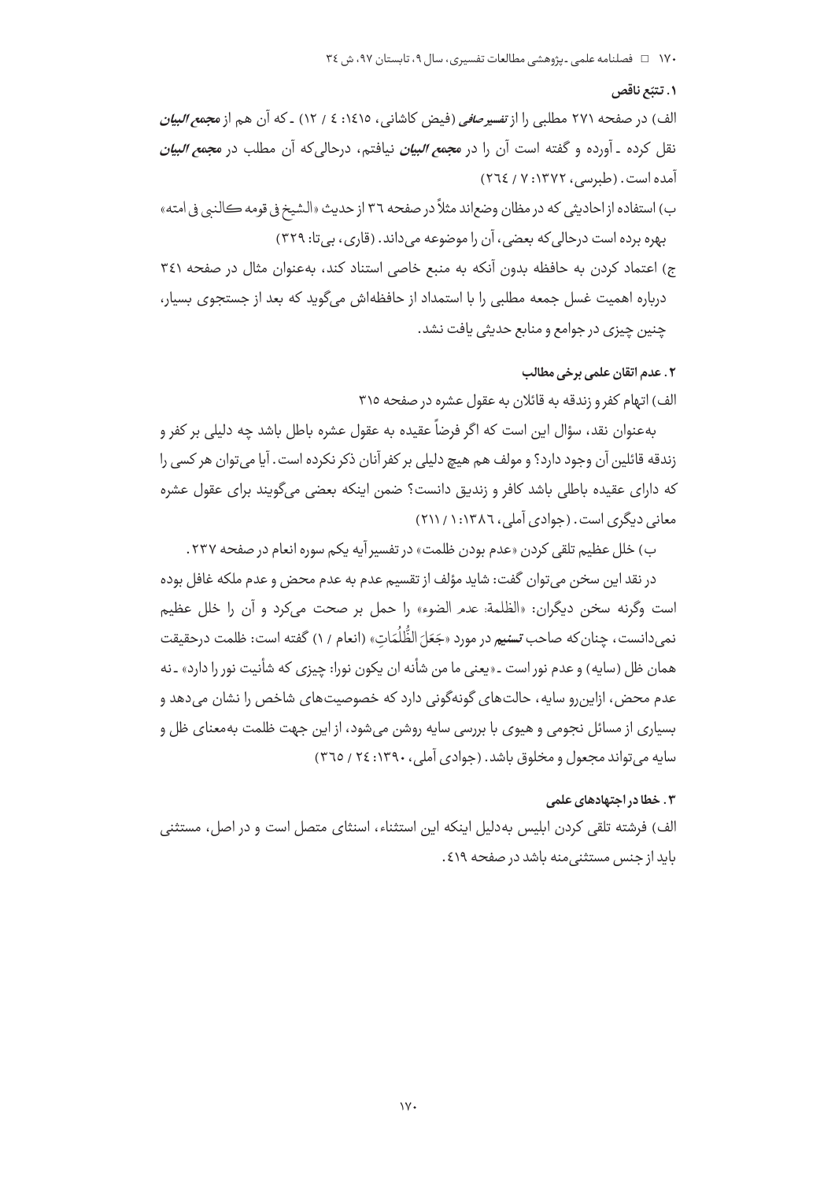### ۱. تتبّع ناقص

الف) در صفحه ۲۷۱ مطلبی را از ***تفسیر صافی*** (فیض کاشانی، ۱۴۱۵: ۴ / ۱۲) ـ که آن هم از ***مجمع البیان*** نقل کرده ـ آورده و گفته است آن را در ***مجمع البیان*** نیافتم، درحالی‌که آن مطلب در ***مجمع البیان*** آمده است. (طبرسی، ۱۳۷۲: ۷ / ۲۶۴)

ب) استفاده از احادیثی که در مظان وضع‌اند مثلاً در صفحه ۳۶ از حدیث «الشیخ فی قومه کالنبی فی امته» بهره برده است درحالی‌که بعضی، آن را موضوعه می‌داند. (قاری، بی‌تا: ۳۲۹)

ج) اعتماد کردن به حافظه بدون آنکه به منبع خاصی استناد کند، به‌عنوان مثال در صفحه ۳۴۱ درباره اهمیت غسل جمعه مطلبی را با استمداد از حافظه‌اش می‌گوید که بعد از جستجوی بسیار، چنین چیزی در جوامع و منابع حدیثی یافت نشد.

### ۲. عدم اتقان علمی برخی مطالب

الف) اتهام کفر و زندقه به قائلان به عقول عشره در صفحه ۳۱۵

به‌عنوان نقد، سؤال این است که اگر فرضاً عقیده به عقول عشره باطل باشد چه دلیلی بر کفر و زندقه قائلین آن وجود دارد؟ و مولف هم هیچ دلیلی بر کفر آنان ذکر نکرده است. آیا می‌توان هر کسی را که دارای عقیده باطلی باشد کافر و زندیق دانست؟ ضمن اینکه بعضی می‌گویند برای عقول عشره معانی دیگری است. (جوادی آملی، ۱۳۸۶: ۱ / ۲۱۱)

ب) خلل عظیم تلقی کردن «عدم بودن ظلمت» در تفسیر آیه یکم سوره انعام در صفحه ۲۳۷.

در نقد این سخن می‌توان گفت: شاید مؤلف از تقسیم عدم به عدم محض و عدم ملکه غافل بوده است وگرنه سخن دیگران: «الظلمة: عدم الضوء» را حمل بر صحت می‌کرد و آن را خلل عظیم نمی‌دانست، چنان‌که صاحب ***تسنیم*** در مورد «جَعَلَ الظُّلُمَاتِ» (انعام / ۱) گفته است: ظلمت درحقیقت همان ظل (سایه) و عدم نور است ـ «یعنی ما من شأنه ان یکون نورا: چیزی که شأنیت نور را دارد» ـ نه عدم محض، ازاین‌رو سایه، حالت‌های گونه‌گونی دارد که خصوصیت‌های شاخص را نشان می‌دهد و بسیاری از مسائل نجومی و هیوی با بررسی سایه روشن می‌شود، از این جهت ظلمت به‌معنای ظل و سایه می‌تواند مجعول و مخلوق باشد. (جوادی آملی، ۱۳۹۰: ۲۴ / ۳۶۵)

### ۳. خطا در اجتهادهای علمی

الف) فرشته تلقی کردن ابلیس به‌دلیل اینکه این استثناء، اسنثای متصل است و در اصل، مستثنی باید از جنس مستثنی‌منه باشد در صفحه ۴۱۹.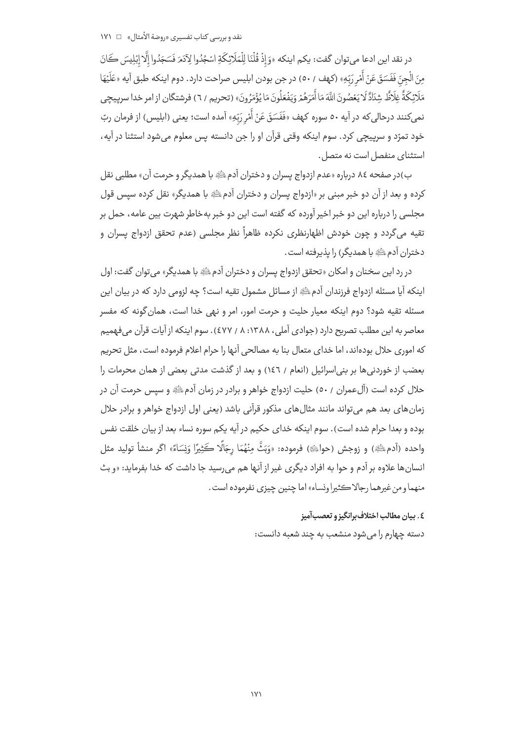در نقد این ادعا می‌توان گفت: یکم اینکه «وَإِذْ قُلْنَا لِلْمَلَائِكَةِ اسْجُدُوا لِآدَمَ فَسَجَدُوا إِلَّا إِبْلِيسَ كَانَ مِنَ الْجِنِّ فَفَسَقَ عَنْ أَمْرِ رَبِّهِ» (کهف / ٥٠) در جن بودن ابلیس صراحت دارد. دوم اینکه طبق آیه «عَلَيْهَا مَلَائِكَةٌ غِلَاظٌ شِدَادٌ لَا يَعْصُونَ اللَّهَ مَا أَمَرَهُمْ وَيَفْعَلُونَ مَا يُؤْمَرُونَ» (تحریم / ٦) فرشتگان از امر خدا سرپیچی نمی‌کنند درحالی‌که در آیه ٥٠ سوره کهف «فَفَسَقَ عَنْ أَمْرِ رَبِّهِ» آمده است؛ یعنی (ابلیس) از فرمان ربّ خود تمرّد و سرپیچی کرد. سوم اینکه وقتی قرآن او را جن دانسته پس معلوم می‌شود استثنا در آیه، استثنای منفصل است نه متصل.

ب) در صفحه ٨٤ درباره «عدم ازدواج پسران و دختران آدم علیه‌السلام با همدیگر و حرمت آن» مطلبی نقل کرده و بعد از آن دو خبر مبنی بر «ازدواج پسران و دختران آدم علیه‌السلام با همدیگر» نقل کرده سپس قول مجلسی را درباره این دو خبر اخیر آورده که گفته است این دو خبر به‌خاطر شهرت بین عامه، حمل بر تقیه می‌گردد و چون خودش اظهارنظری نکرده ظاهراً نظر مجلسی (عدم تحقق ازدواج پسران و دختران آدم علیه‌السلام با همدیگر) را پذیرفته است.

در رد این سخنان و امکان «تحقق ازدواج پسران و دختران آدم علیه‌السلام با همدیگر» می‌توان گفت: اول اینکه آیا مسئله ازدواج فرزندان آدم علیه‌السلام از مسائل مشمول تقیه است؟ چه لزومی دارد که در بیان این مسئله تقیه شود؟ دوم اینکه معیار حلیت و حرمت امور، امر و نهی خدا است، همان‌گونه که مفسر معاصر به این مطلب تصریح دارد (جوادی آملی، ١٣٨٨: ٨ / ٤٧٧). سوم اینکه از آیات قرآن می‌فهمیم که اموری حلال بوده‌اند، اما خدای متعال بنا به مصالحی آنها را حرام اعلام فرموده است، مثل تحریم بعضی از خوردنی‌ها بر بنی‌اسرائیل (انعام / ١٤٦) و بعد از گذشت مدتی بعضی از همان محرمات را حلال کرده است (آل‌عمران / ٥٠) حلیت ازدواج خواهر و برادر در زمان آدم علیه‌السلام و سپس حرمت آن در زمان‌های بعد هم می‌تواند مانند مثال‌های مذکور قرآنی باشد (یعنی اول ازدواج خواهر و برادر حلال بوده و بعدا حرام شده است). سوم اینکه خدای حکیم در آیه یکم سوره نساء بعد از بیان خلقت نفس واحده (آدم علیه‌السلام) و زوجش (حوا علیهاالسلام) فرموده: «وَبَثَّ مِنْهُمَا رِجَالًا كَثِيرًا وَنِسَاءً» اگر منشأ تولید مثل انسان‌ها علاوه بر آدم و حوا به افراد دیگری غیر از آنها هم می‌رسید جا داشت که خدا بفرماید: «و بث منهما و من غیرهما رجالا کثیرا ونساء» اما چنین چیزی نفرموده است.

### ٤. بیان مطالب اختلاف‌برانگیز و تعصب‌آمیز

دسته چهارم را می‌شود منشعب به چند شعبه دانست: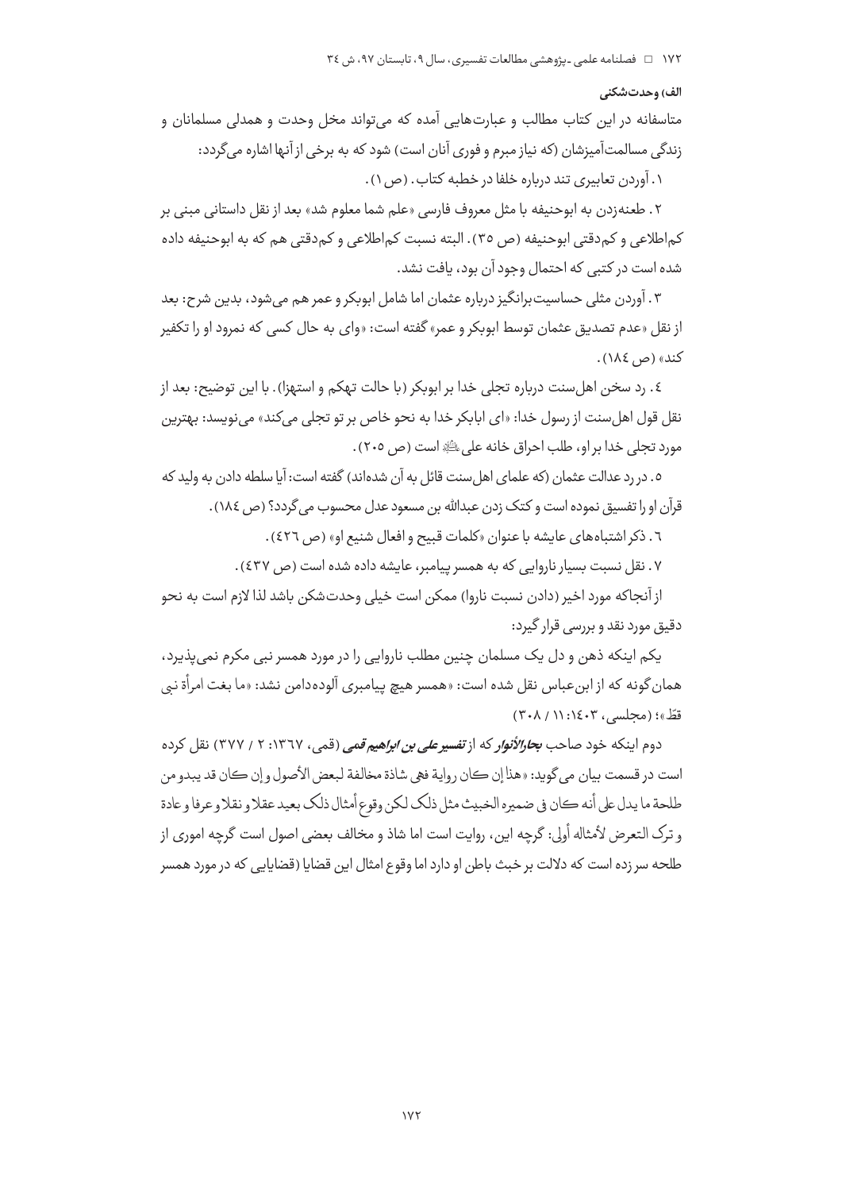### الف) وحدت‌شکنی

متاسفانه در این کتاب مطالب و عبارت‌هایی آمده که می‌تواند مخل وحدت و همدلی مسلمانان و زندگی مسالمت‌آمیزشان (که نیاز مبرم و فوری آنان است) شود که به برخی از آنها اشاره می‌گردد:

۱. آوردن تعابیری تند درباره خلفا در خطبه کتاب. (ص ۱).

۲. طعنه‌زدن به ابوحنیفه با مثل معروف فارسی «علم شما معلوم شد» بعد از نقل داستانی مبنی بر کم‌اطلاعی و کم‌دقتی ابوحنیفه (ص ۳۵). البته نسبت کم‌اطلاعی و کم‌دقتی هم که به ابوحنیفه داده شده است در کتبی که احتمال وجود آن بود، یافت نشد.

۳. آوردن مثلی حساسیت‌برانگیز درباره عثمان اما شامل ابوبکر و عمر هم می‌شود، بدین شرح: بعد از نقل «عدم تصدیق عثمان توسط ابوبکر و عمر» گفته است: «وای به حال کسی که نمرود او را تکفیر کند» (ص ۱۸٤).

٤. رد سخن اهل‌سنت درباره تجلی خدا بر ابوبکر (با حالت تهکم و استهزا). با این توضیح: بعد از نقل قول اهل‌سنت از رسول خدا: «ای ابابکر خدا به نحو خاص بر تو تجلی می‌کند» می‌نویسد: بهترین مورد تجلی خدا بر او، طلب احراق خانه علی علیه‌السلام است (ص ۲۰۵).

۵. در رد عدالت عثمان (که علمای اهل‌سنت قائل به آن شده‌اند) گفته است: آیا سلطه دادن به ولید که قرآن او را تفسیق نموده است و کتک زدن عبدالله بن مسعود عدل محسوب می‌گردد؟ (ص ۱۸٤).

٦. ذکر اشتباه‌های عایشه با عنوان «کلمات قبیح و افعال شنیع او» (ص ٤۲٦).

۷. نقل نسبت بسیار ناروایی که به همسر پیامبر، عایشه داده شده است (ص ٤۳۷).

از آنجاکه مورد اخیر (دادن نسبت ناروا) ممکن است خیلی وحدت‌شکن باشد لذا لازم است به نحو دقیق مورد نقد و بررسی قرار گیرد:

یکم اینکه ذهن و دل یک مسلمان چنین مطلب ناروایی را در مورد همسر نبی مکرم نمی‌پذیرد، همان‌گونه که از ابن‌عباس نقل شده است: «همسر هیچ پیامبری آلوده‌دامن نشد: «ما بغت امرأة نبی قطّ»؛ (مجلسی، ۱٤۰۳: ۱۱ / ۳۰۸)

دوم اینکه خود صاحب ***بحارالأنوار*** که از ***تفسیر علی بن ابراهیم قمی*** (قمی، ۱۳٦۷: ۲ / ۳۷۷) نقل کرده است در قسمت بیان می‌گوید: «هذا إن كان رواية فهي شاذة مخالفة لبعض الأصول و إن كان قد يبدو من طلحة ما يدل على أنه كان في ضميره الخبيث مثل ذلک لكن وقوع أمثال ذلک بعيد عقلا و نقلا و عرفا و عادة و ترک التعرض لأمثاله أولى: گرچه این، روایت است اما شاذ و مخالف بعضی اصول است گرچه اموری از طلحه سر زده است که دلالت بر خبث باطن او دارد اما وقوع امثال این قضایا (قضایایی که در مورد همسر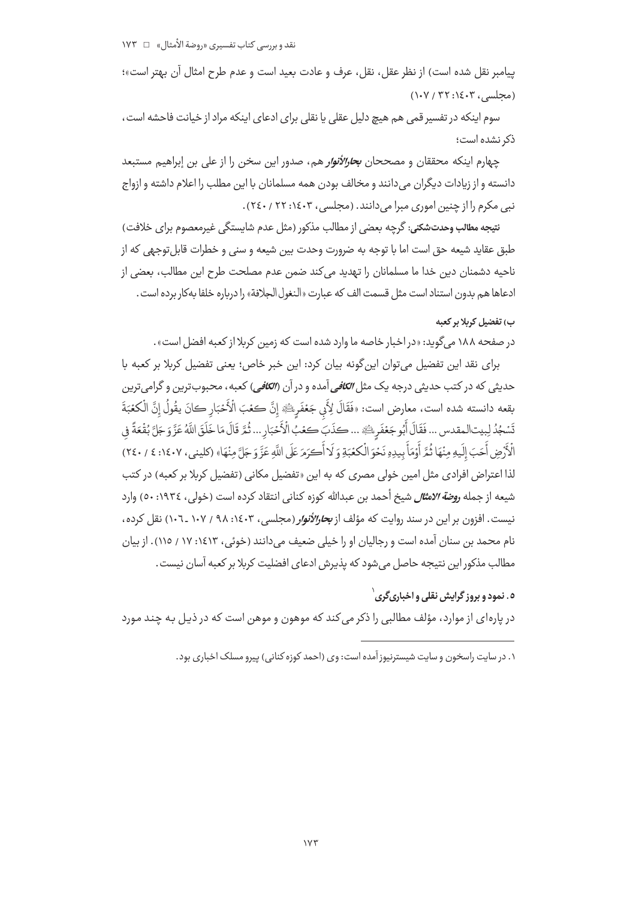پیامبر نقل شده است) از نظر عقل، نقل، عرف و عادت بعید است و عدم طرح امثال آن بهتر است»؛ (مجلسی، ۱۴۰۳: ۳۲ / ۱۰۷)

سوم اینکه در تفسیر قمی هم هیچ دلیل عقلی یا نقلی برای ادعای اینکه مراد از خیانت فاحشه است، ذکر نشده است؛

چهارم اینکه محققان و مصححان ***بحارالأنوار*** هم، صدور این سخن را از علی بن إبراهیم مستبعد دانسته و از زیادات دیگران می‌دانند و مخالف بودن همه مسلمانان با این مطلب را اعلام داشته و ازواج نبی مکرم را از چنین اموری مبرا می‌دانند. (مجلسی، ۱۴۰۳: ۲۲ / ۲۴۰).

**نتیجه مطالب وحدت‌شکنی:** گرچه بعضی از مطالب مذکور (مثل عدم شایستگی غیرمعصوم برای خلافت) طبق عقاید شیعه حق است اما با توجه به ضرورت وحدت بین شیعه و سنی و خطرات قابل‌توجهی که از ناحیه دشمنان دین خدا ما مسلمانان را تهدید می‌کند ضمن عدم مصلحت طرح این مطالب، بعضی از ادعاها هم بدون استناد است مثل قسمت الف که عبارت «النغول الجلافة» را درباره خلفا به‌کار برده است.

#### ب) تفضیل کربلا بر کعبه

در صفحه ۱۸۸ می‌گوید: «در اخبار خاصه ما وارد شده است که زمین کربلا از کعبه افضل است».

برای نقد این تفضیل می‌توان این‌گونه بیان کرد: این خبر خاص؛ یعنی تفضیل کربلا بر کعبه با حدیثی که در کتب حدیثی درجه یک مثل ***الکافی*** آمده و در آن (***الکافی***) کعبه، محبوب‌ترین و گرامی‌ترین بقعه دانسته شده است، معارض است: «فَقَالَ لِأَبِي جَعْفَرٍ ﷺ إِنَّ كَعْبَ الْأَحْبَارِ كَانَ يقُولُ إِنَّ الْكَعْبَةَ تَسْجُدُ لِبيت‌المقدس ... فَقَالَ أَبُو جَعْفَرٍ ﷺ ... كَذَبَ كَعْبُ الْأَحْبَارِ ... ثُمَّ قَالَ مَا خَلَقَ اللَّهُ عَزَّ وَ جَلَّ بُقْعَةً فِي الْأَرْضِ أَحَبَ إِلَيهِ مِنْهَا ثُمَّ أَوْمَأَ بِيدِهِ نَحْوَ الْكَعْبَةِ وَ لَا أَكْرَمَ عَلَى اللَّهِ عَزَّ وَ جَلَّ مِنْهَا» (کلینی، ۱۴۰۷: ۴ / ۲۴۰) لذا اعتراض افرادی مثل امین خولی مصری که به این «تفضیل مکانی (تفضیل کربلا بر کعبه) در کتب شیعه از جمله ***روضة الامثال*** شیخ أحمد بن عبدالله کوزه کنانی انتقاد کرده است (خولی، ۱۹۳۴: ۵۰) وارد نیست. افزون بر این در سند روایت که مؤلف از ***بحارالأنوار*** (مجلسی، ۱۴۰۳: ۹۸ / ۱۰۷ ـ ۱۰۶) نقل کرده، نام محمد بن سنان آمده است و رجالیان او را خیلی ضعیف می‌دانند (خوئی، ۱۴۱۳: ۱۷ / ۱۱۵). از بیان مطالب مذکور این نتیجه حاصل می‌شود که پذیرش ادعای افضلیت کربلا بر کعبه آسان نیست.

### ۵. نمود و بروز گرایش نقلی و اخباری‌گری[1]

در پاره‌ای از موارد، مؤلف مطالبی را ذکر می‌کند که موهون و موهن است که در ذیل به چند مورد

---

۱. در سایت راسخون و سایت شیسترنیوز آمده است: وی (احمد کوزه کنانی) پیرو مسلک اخباری بود.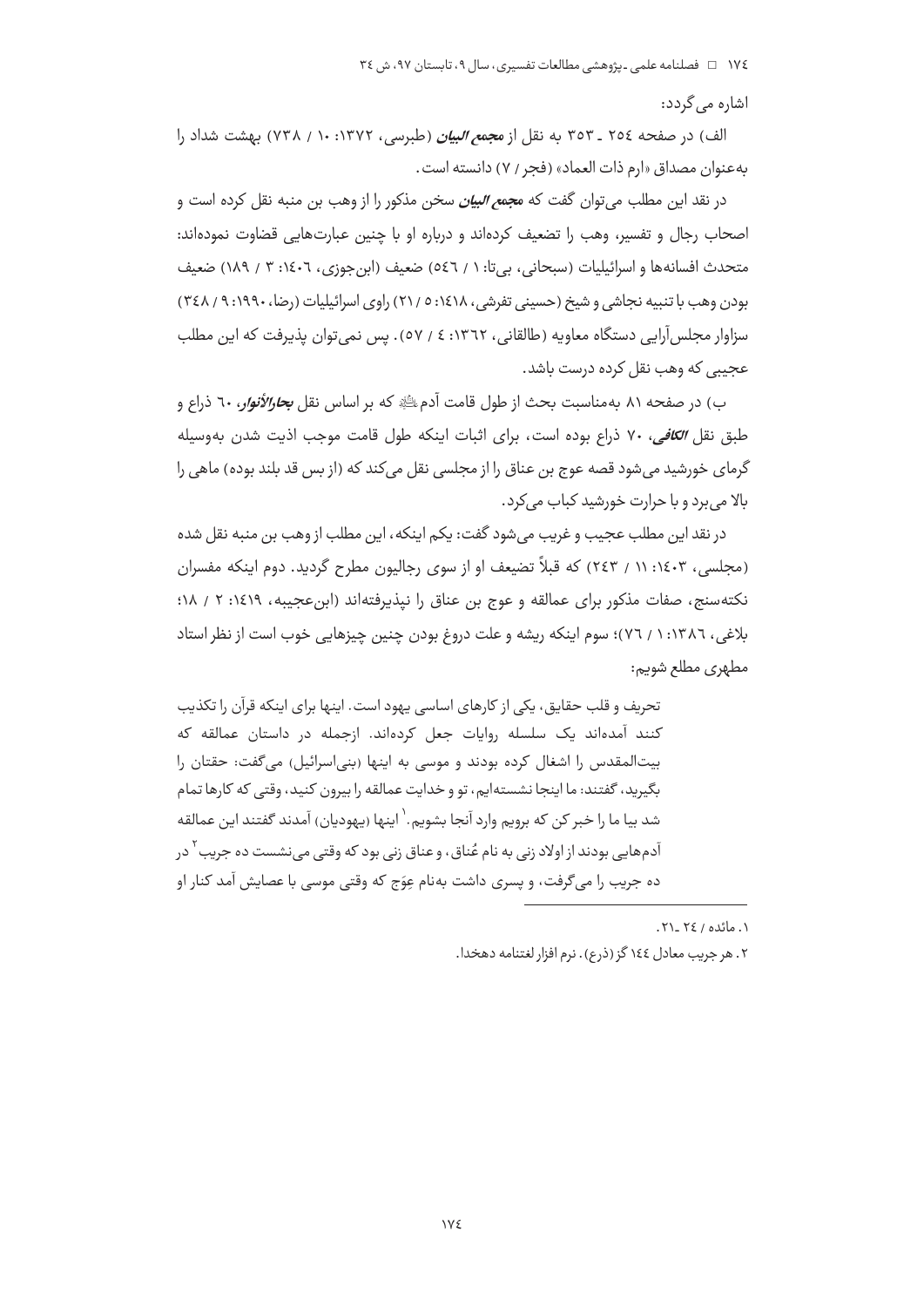اشاره می‌گردد:

الف) در صفحه ٢٥٤ ـ ٣٥٣ به نقل از ***مجمع البیان*** (طبرسی، ١٣٧٢: ١٠ / ٧٣٨) بهشت شداد را به‌عنوان مصداق «ارم ذات العماد» (فجر / ٧) دانسته است.

در نقد این مطلب می‌توان گفت که ***مجمع البیان*** سخن مذکور را از وهب بن منبه نقل کرده است و اصحاب رجال و تفسیر، وهب را تضعیف کرده‌اند و درباره او با چنین عبارت‌هایی قضاوت نموده‌اند: متحدث افسانه‌ها و اسرائیلیات (سبحانی، بی‌تا: ١ / ٥٤٦) ضعیف (ابن‌جوزی، ١٤٠٦: ٣ / ١٨٩) ضعیف بودن وهب با تنبیه نجاشی و شیخ (حسینی تفرشی، ١٤١٨: ٥ / ٢١) راوی اسرائیلیات (رضا، ١٩٩٠: ٩ / ٣٤٨) سزاوار مجلس‌آرایی دستگاه معاویه (طالقانی، ١٣٦٢: ٤ / ٥٧). پس نمی‌توان پذیرفت که این مطلب عجیبی که وهب نقل کرده درست باشد.

ب) در صفحه ٨١ به‌مناسبت بحث از طول قامت آدم ﷺ که بر اساس نقل ***بحارالأنوار***، ٦٠ ذراع و طبق نقل ***الکافی***، ٧٠ ذراع بوده است، برای اثبات اینکه طول قامت موجب اذیت شدن به‌وسیله گرمای خورشید می‌شود قصه عوج بن عناق را از مجلسی نقل می‌کند که (از بس قد بلند بوده) ماهی را بالا می‌برد و با حرارت خورشید کباب می‌کرد.

در نقد این مطلب عجیب و غریب می‌شود گفت: یکم اینکه، این مطلب از وهب بن منبه نقل شده (مجلسی، ١٤٠٣: ١١ / ٢٤٣) که قبلاً تضعیف او از سوی رجالیون مطرح گردید. دوم اینکه مفسران نکته‌سنج، صفات مذکور برای عمالقه و عوج بن عناق را نپذیرفته‌اند (ابن‌عجیبه، ١٤١٩: ٢ / ١٨؛ بلاغی، ١٣٨٦: ١ / ٧٦)؛ سوم اینکه ریشه و علت دروغ بودن چنین چیزهایی خوب است از نظر استاد مطهری مطلع شویم:

> تحریف و قلب حقایق، یکی از کارهای اساسی یهود است. اینها برای اینکه قرآن را تکذیب کنند آمده‌اند یک سلسله روایات جعل کرده‌اند. ازجمله در داستان عمالقه که بیت‌المقدس را اشغال کرده بودند و موسی به اینها (بنی‌اسرائیل) می‌گفت: حقتان را بگیرید، گفتند: ما اینجا نشسته‌ایم، تو و خدایت عمالقه را بیرون کنید، وقتی که کارها تمام شد بیا ما را خبر کن که برویم وارد آنجا بشویم.[1] اینها (یهودیان) آمدند گفتند این عمالقه آدم‌هایی بودند از اولاد زنی به نام عُناق، و عناق زنی بود که وقتی می‌نشست ده جریب[2] در ده جریب را می‌گرفت، و پسری داشت به‌نام عِوَج که وقتی موسی با عصایش آمد کنار او

---

١. مائده / ٢٤ ـ ٢١.

٢. هر جریب معادل ١٤٤ گز (ذرع). نرم افزار لغتنامه دهخدا.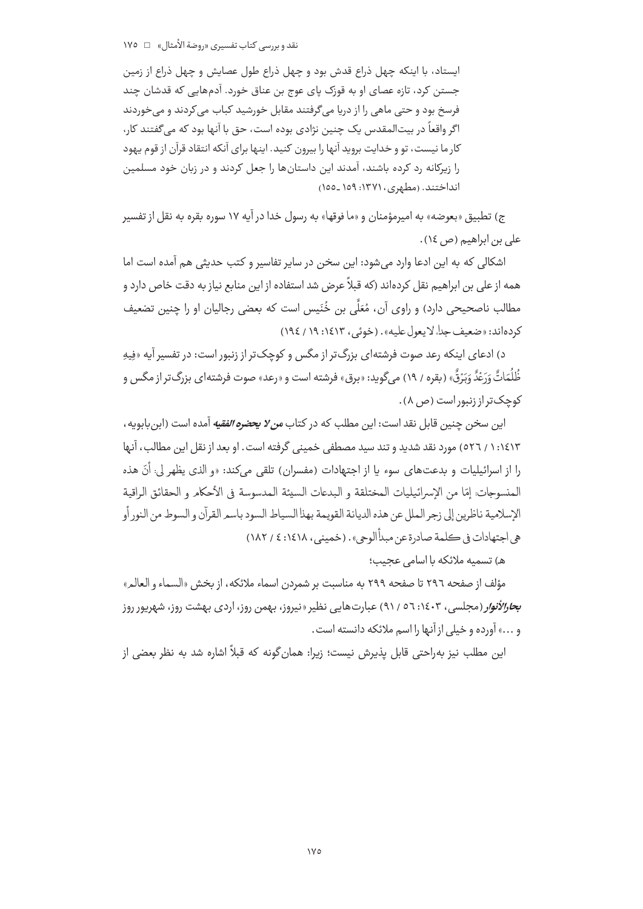ایستاد، با اینکه چهل ذراع قدش بود و چهل ذراع طول عصایش و چهل ذراع از زمین جستن کرد، تازه عصای او به قوزک پای عوج بن عناق خورد. آدم‌هایی که قدشان چند فرسخ بود و حتی ماهی را از دریا می‌گرفتند مقابل خورشید کباب می‌کردند و می‌خوردند اگر واقعاً در بیت‌المقدس یک چنین نژادی بوده است، حق با آنها بود که می‌گفتند کار، کار ما نیست، تو و خدایت بروید آنها را بیرون کنید. اینها برای آنکه انتقاد قرآن از قوم یهود را زیرکانه رد کرده باشند، آمدند این داستان‌ها را جعل کردند و در زبان خود مسلمین انداختند. (مطهری، ۱۳۷۱: ۱۵۹ ـ ۱۵۵)

ج) تطبیق «بعوضه» به امیرمؤمنان و «ما فوقها» به رسول خدا در آیه ۱۷ سوره بقره به نقل از تفسیر علی بن ابراهیم (ص ١٤).

اشکالی که به این ادعا وارد می‌شود: این سخن در سایر تفاسیر و کتب حدیثی هم آمده است اما همه از علی بن ابراهیم نقل کرده‌اند (که قبلاً عرض شد استفاده از این منابع نیاز به دقت خاص دارد و مطالب ناصحیحی دارد) و راوی آن، مُعلَّی بن خُنَیس است که بعضی رجالیان او را چنین تضعیف کرده‌اند: «ضعیف جداً، لا یعول علیه». (خوئی، ١٤١٣: ١٩ / ١٩٤)

د) ادعای اینکه رعد صوت فرشته‌ای بزرگ‌تر از مگس و کوچک‌تر از زنبور است: در تفسیر آیه «فِيهِ ظُلُمَاتٌ وَرَعْدٌ وَبَرْقٌ» (بقره / ١٩) می‌گوید: «برق» فرشته است و «رعد» صوت فرشته‌ای بزرگ‌تر از مگس و کوچک‌تر از زنبور است (ص ٨).

این سخن چنین قابل نقد است: این مطلب که در کتاب ***من لا یحضره الفقیه*** آمده است (ابن‌بابویه، ١٤١٣: ١ / ٥٢٦) مورد نقد شدید و تند سید مصطفی خمینی گرفته است. او بعد از نقل این مطالب، آنها را از اسرائیلیات و بدعت‌های سوء یا از اجتهادات (مفسران) تلقی می‌کند: «و الذی یظهر لی: أنّ هذه المنسوجات: إمّا من الإسرائیلیات المختلقة و البدعات السیئة المدسوسة فی الأحکام و الحقائق الراقیة الإسلامیة ناظرین إلی زجر الملل عن هذه الدیانة القویمة بهذا السیاط السود باسم القرآن و السوط من النور أو هی اجتهادات فی کلمة صادرة عن مبدأ الوحی». (خمینی، ١٤١٨: ٤ / ١٨٢)

ه) تسمیه ملائکه با اسامی عجیب؛

مؤلف از صفحه ٢٩٦ تا صفحه ٢٩٩ به مناسبت بر شمردن اسماء ملائکه، از بخش «السماء و العالم» ***بحارالأنوار*** (مجلسی، ١٤٠٣: ٥٦ / ٩١) عبارت‌هایی نظیر «نیروز، بهمن روز، اردی بهشت روز، شهریور روز و ...» آورده و خیلی از آنها را اسم ملائکه دانسته است.

این مطلب نیز به‌راحتی قابل پذیرش نیست؛ زیرا: همان‌گونه که قبلاً اشاره شد به نظر بعضی از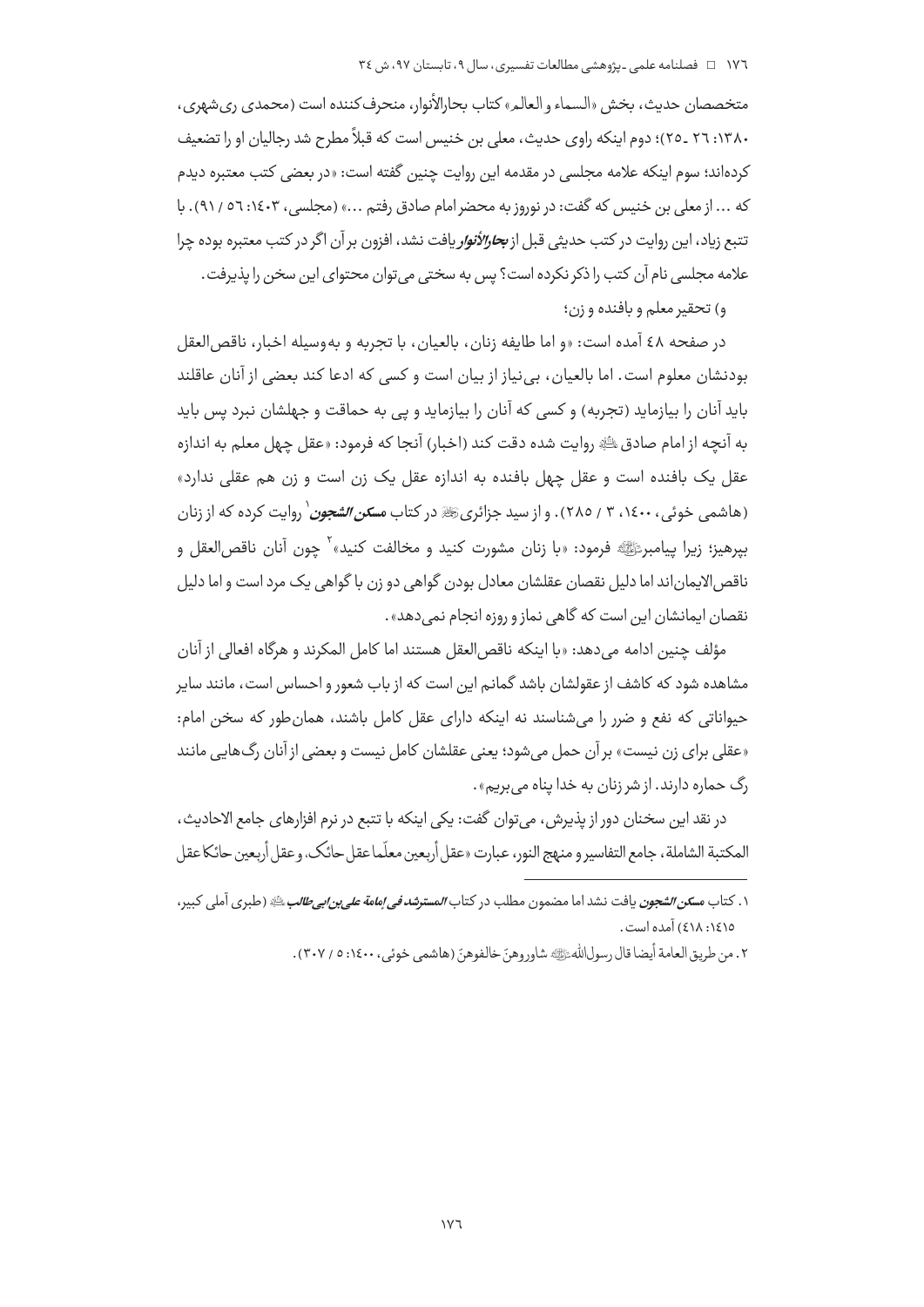متخصصان حدیث، بخش «السماء و العالم» کتاب بحارالأنوار، منحرف‌کننده است (محمدی ری‌شهری، ۱۳۸۰: ۲۶ ـ ۲۵)؛ دوم اینکه راوی حدیث، معلی بن خنیس است که قبلاً مطرح شد رجالیان او را تضعیف کرده‌اند؛ سوم اینکه علامه مجلسی در مقدمه این روایت چنین گفته است: «در بعضی کتب معتبره دیدم که ... از معلی بن خنیس که گفت: در نوروز به محضر امام صادق رفتم ...» (مجلسی، ۱۴۰۳: ۵۶ / ۹۱). با تتبع زیاد، این روایت در کتب حدیثی قبل از ***بحارالأنوار*** یافت نشد، افزون بر آن اگر در کتب معتبره بوده چرا علامه مجلسی نام آن کتب را ذکر نکرده است؟ پس به سختی می‌توان محتوای این سخن را پذیرفت.

و) تحقیر معلم و بافنده و زن؛

در صفحه ۴۸ آمده است: «و اما طایفه زنان، بالعیان، با تجربه و به‌وسیله اخبار، ناقص‌العقل بودنشان معلوم است. اما بالعیان، بی‌نیاز از بیان است و کسی که ادعا کند بعضی از آنان عاقلند باید آنان را بیازماید (تجربه) و کسی که آنان را بیازماید و پی به حماقت و جهلشان نبرد پس باید به آنچه از امام صادق علیه‌السلام روایت شده دقت کند (اخبار) آنجا که فرمود: «عقل چهل معلم به اندازه عقل یک بافنده است و عقل چهل بافنده به اندازه عقل یک زن است و زن هم عقلی ندارد» (هاشمی خوئی، ۱۴۰۰، ۳ / ۲۸۵). و از سید جزائری رحمه‌الله در کتاب ***مسکن الشجون***[1] روایت کرده که از زنان بپرهیز؛ زیرا پیامبر صلی‌الله‌علیه‌وآله فرمود: «با زنان مشورت کنید و مخالفت کنید»[2] چون آنان ناقص‌العقل و ناقص‌الایمان‌اند اما دلیل نقصان عقلشان معادل بودن گواهی دو زن با گواهی یک مرد است و اما دلیل نقصان ایمانشان این است که گاهی نماز و روزه انجام نمی‌دهد».

مؤلف چنین ادامه می‌دهد: «با اینکه ناقص‌العقل هستند اما کامل المکرند و هرگاه افعالی از آنان مشاهده شود که کاشف از عقولشان باشد گمانم این است که از باب شعور و احساس است، مانند سایر حیواناتی که نفع و ضرر را می‌شناسند نه اینکه دارای عقل کامل باشند، همان‌طور که سخن امام: «عقلی برای زن نیست» بر آن حمل می‌شود؛ یعنی عقلشان کامل نیست و بعضی از آنان رگ‌هایی مانند رگ حماره دارند. از شر زنان به خدا پناه می‌بریم».

در نقد این سخنان دور از پذیرش، می‌توان گفت: یکی اینکه با تتبع در نرم افزارهای جامع الاحادیث، المکتبة الشاملة، جامع التفاسیر و منهج النور، عبارت «عقل أربعین معلّما عقل حائک. وعقل أربعین حائکا عقل

---

[1] کتاب ***مسکن الشجون*** یافت نشد اما مضمون مطلب در کتاب ***المسترشد فی إمامة علی بن ابی طالب*** علیه‌السلام (طبری آملی کبیر، ۱۴۱۵: ۴۱۸) آمده است.

[2] من طریق العامة أیضا قال رسول‌الله صلی‌الله‌علیه‌وآله شاوروهنّ خالفوهنّ (هاشمی خوئی، ۱۴۰۰: ۵ / ۳۰۷).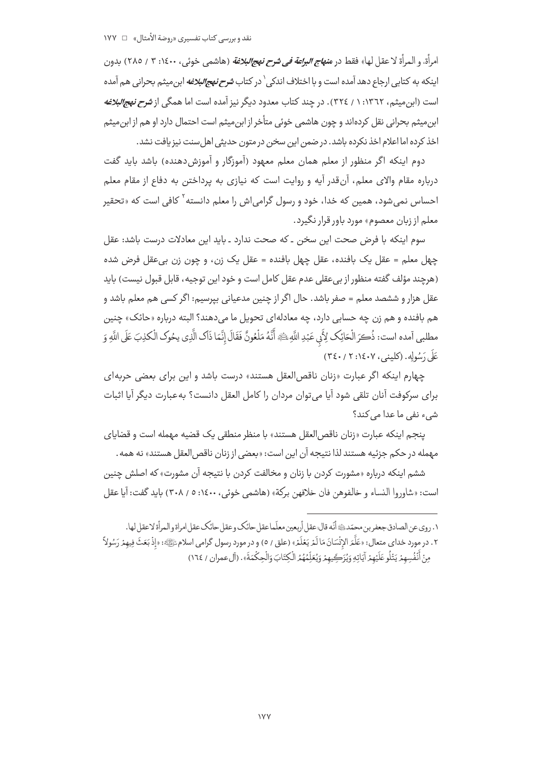امرأة. و المرأة لا عقل لها» فقط در ***منهاج البراعة فی شرح نهج‌البلاغة*** (هاشمی خوئی، ۱٤۰۰: ۳ / ۲۸۵) بدون اینکه به کتابی ارجاع دهد آمده است و با اختلاف اندکی[۱] در کتاب ***شرح نهج‌البلاغه*** ابن‌میثم بحرانی هم آمده است (ابن‌میثم، ۱۳٦۲: ۱ / ۳۲٤). در چند کتاب معدود دیگر نیز آمده است اما همگی از ***شرح نهج‌البلاغه*** ابن‌میثم بحرانی نقل کرده‌اند و چون هاشمی خوئی متأخر از ابن‌میثم است احتمال دارد او هم از ابن‌میثم اخذ کرده اما اعلام اخذ نکرده باشد. در ضمن این سخن در متون حدیثی اهل‌سنت نیز یافت نشد.

دوم اینکه اگر منظور از معلم همان معلم معهود (آموزگار و آموزش‌دهنده) باشد باید گفت درباره مقام والای معلم، آن‌قدر آیه و روایت است که نیازی به پرداختن به دفاع از مقام معلم احساس نمی‌شود، همین که خدا، خود و رسول گرامی‌اش را معلم دانسته[۲] کافی است که «تحقیر معلم از زبان معصوم» مورد باور قرار نگیرد.

سوم اینکه با فرض صحت این سخن ـ که صحت ندارد ـ باید این معادلات درست باشد: عقل چهل معلم = عقل یک بافنده، عقل چهل بافنده = عقل یک زن، و چون زن بی‌عقل فرض شده (هرچند مؤلف گفته منظور از بی‌عقلی عدم عقل کامل است و خود این توجیه، قابل قبول نیست) باید عقل هزار و ششصد معلم = صفر باشد. حال اگر از چنین مدعیانی بپرسیم: اگر کسی هم معلم باشد و هم بافنده و هم زن چه حسابی دارد، چه معادله‌ای تحویل ما می‌دهند؟ البته درباره «حائک» چنین مطلبی آمده است: ذُكِرَ الْحَائِكُ لِأَبِي عَبْدِ اللَّهِ ؑ أَنَّهُ مَلْعُونٌ فَقَالَ إِنَّمَا ذَاكَ الَّذِي يحُوكُ الْكَذِبَ عَلَى اللَّهِ وَ عَلَى رَسُولِهِ. (کلینی، ۱٤۰۷: ۲ / ۳٤۰)

چهارم اینکه اگر عبارت «زنان ناقص‌العقل هستند» درست باشد و این برای بعضی حربه‌ای برای سرکوفت آنان تلقی شود آیا می‌توان مردان را کامل العقل دانست؟ به‌عبارت دیگر آیا اثبات شیء نفی ما عدا می‌کند؟

پنجم اینکه عبارت «زنان ناقص‌العقل هستند» با منظر منطقی یک قضیه مهمله است و قضایای مهمله در حکم جزئیه هستند لذا نتیجه آن این است: «بعضی از زنان ناقص‌العقل هستند» نه همه.

ششم اینکه درباره «مشورت کردن با زنان و مخالفت کردن با نتیجه آن مشورت» که اصلش چنین است: «شاوروا النساء و خالفوهن فان خلافهن برکة» (هاشمی خوئی، ۱٤۰۰: ۵ / ۳۰۸) باید گفت: آیا عقل

---

۱. روی عن الصادق جعفر بن محمّد ؑ أنّه قال: عقل أربعین معلّما عقل حائک و عقل حائک عقل امراة و المرأة لا عقل لها.

۲. در مورد خدای متعال: «عَلَّمَ الْإِنْسَانَ مَا لَمْ يَعْلَمْ» (علق / ۵) و در مورد رسول گرامی اسلام ﷺ: «إِذْ بَعَثَ فِيهِمْ رَسُولاً مِنْ أَنْفُسِهِمْ يَتْلُو عَلَيْهِمْ آيَاتِهِ وَيُزَكِّيهِمْ وَيُعَلِّمُهُمُ الْكِتَابَ وَالْحِكْمَةَ». (آل‌عمران / ١٦٤)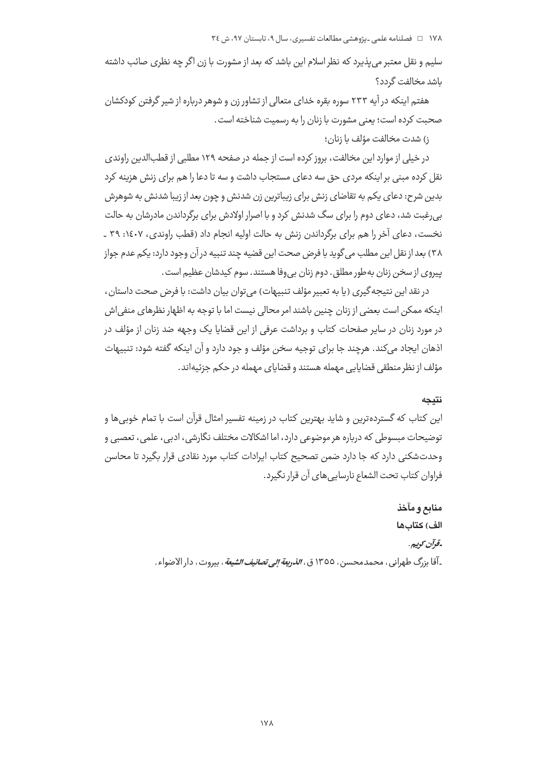سلیم و نقل معتبر می‌پذیرد که نظر اسلام این باشد که بعد از مشورت با زن اگر چه نظری صائب داشته باشد مخالفت گردد؟

هفتم اینکه در آیه ۲۳۳ سوره بقره خدای متعالی از تشاور زن و شوهر درباره از شیر گرفتن کودکشان صحبت کرده است؛ یعنی مشورت با زنان را به رسمیت شناخته است.

ز) شدت مخالفت مؤلف با زنان؛

در خیلی از موارد این مخالفت، بروز کرده است از جمله در صفحه ۱۲۹ مطلبی از قطب‌الدین راوندی نقل کرده مبنی بر اینکه مردی حق سه دعای مستجاب داشت و سه تا دعا را هم برای زنش هزینه کرد بدین شرح: دعای یکم به تقاضای زنش برای زیباترین زن شدنش و چون بعد از زیبا شدنش به شوهرش بی‌رغبت شد، دعای دوم را برای سگ شدنش کرد و با اصرار اولادش برای برگرداندن مادرشان به حالت نخست، دعای آخر را هم برای برگرداندن زنش به حالت اولیه انجام داد (قطب راوندی، ۱۴۰۷: ۳۹ ـ ۳۸) بعد از نقل این مطلب می‌گوید با فرض صحت این قضیه چند تنبیه در آن وجود دارد: یکم عدم جواز پیروی از سخن زنان به‌طور مطلق. دوم زنان بی‌وفا هستند. سوم کیدشان عظیم است.

در نقد این نتیجه‌گیری (یا به تعبیر مؤلف تنبیهات) می‌توان بیان داشت: با فرض صحت داستان، اینکه ممکن است بعضی از زنان چنین باشند امر محالی نیست اما با توجه به اظهار نظرهای منفی‌اش در مورد زنان در سایر صفحات کتاب و برداشت عرفی از این قضایا یک وجهه ضد زنان از مؤلف در اذهان ایجاد می‌کند. هرچند جا برای توجیه سخن مؤلف وجود دارد و آن اینکه گفته شود: تنبیهات مؤلف از نظر منطقی قضایایی مهمله هستند و قضایای مهمله در حکم جزئیه‌اند.

## نتیجه

این کتاب که گسترده‌ترین و شاید بهترین کتاب در زمینه تفسیر امثال قرآن است با تمام خوبی‌ها و توضیحات مبسوطی که درباره هر موضوعی دارد، اما اشکالات مختلف نگارشی، ادبی، علمی، تعصبی و وحدت‌شکنی دارد که جا دارد ضمن تصحیح کتاب ایرادات کتاب مورد نقادی قرار بگیرد تا محاسن فراوان کتاب تحت الشعاع نارسایی‌های آن قرار نگیرد.

## منابع و مآخذ

### الف) کتاب‌ها

ـ *قرآن کریم*.

ـ آقا بزرگ طهرانی، محمدمحسن، ۱۳۵۵ ق، ***الذریعة إلی تصانیف الشیعة***، بیروت، دار الاضواء.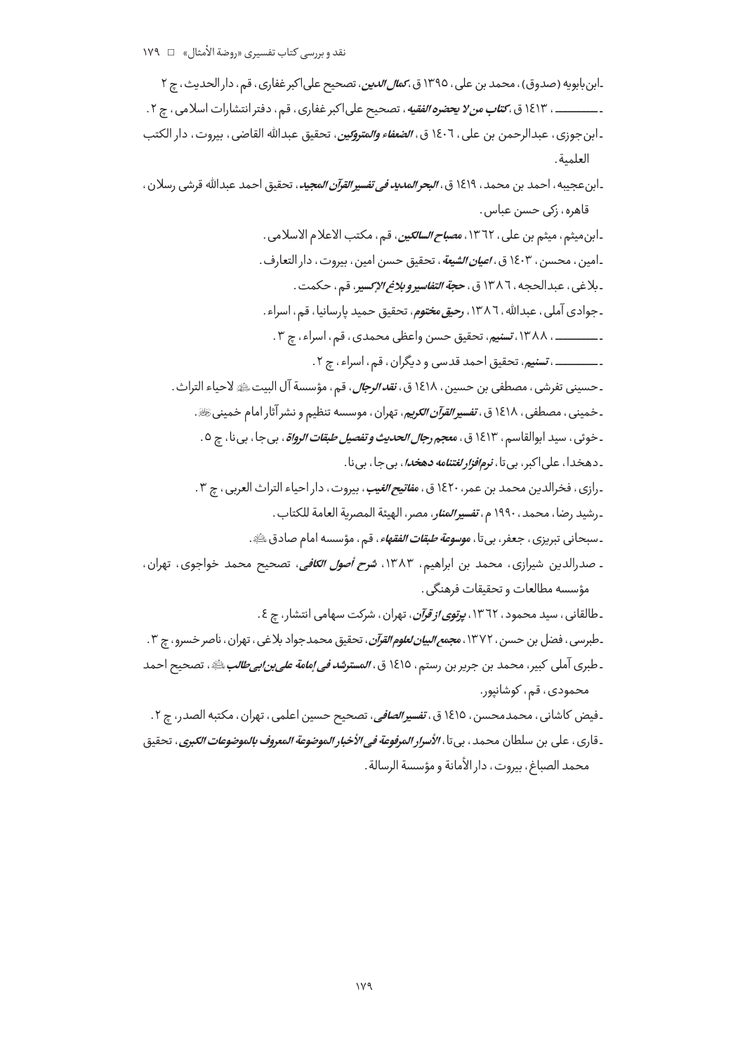ـ ابن‌بابويه (صدوق)، محمد بن علی، ۱۳۹۵ ق، ***کمال الدین***، تصحیح علی‌اکبر غفاری، قم، دارالحدیث، چ ۲.

ـ ـــــــــــ، ۱۴۱۳ ق، ***کتاب من لا یحضره الفقیه***، تصحیح علی‌اکبر غفاری، قم، دفتر انتشارات اسلامی، چ ۲.

ـ ابن‌جوزی، عبدالرحمن بن علی، ۱۴۰۶ ق، ***الضعفاء والمتروکین***، تحقیق عبدالله القاضی، بیروت، دار الکتب العلمیة.

ـ ابن‌عجیبه، احمد بن محمد، ۱۴۱۹ ق، ***البحر المدید فی تفسیر القرآن المجید***، تحقیق احمد عبدالله قرشی رسلان، قاهره، زکی حسن عباس.

ـ ابن‌میثم، میثم بن علی، ۱۳۶۲، ***مصباح السالکین***، قم، مکتب الاعلام الاسلامی.

ـ امین، محسن، ۱۴۰۳ ق، ***اعیان الشیعة***، تحقیق حسن امین، بیروت، دار التعارف.

ـ بلاغی، عبدالحجه، ۱۳۸۶ ق، ***حجة التفاسیر و بلاغ الإکسیر***، قم، حکمت.

ـ جوادی آملی، عبدالله، ۱۳۸۶، ***رحیق مختوم***، تحقیق حمید پارسانیا، قم، اسراء.

ـ ـــــــــــ، ۱۳۸۸، ***تسنیم***، تحقیق حسن واعظی محمدی، قم، اسراء، چ ۳.

ـ ـــــــــــ، ***تسنیم***، تحقیق احمد قدسی و دیگران، قم، اسراء، چ ۲.

ـ حسینی تفرشی، مصطفی بن حسین، ۱۴۱۸ ق، ***نقد الرجال***، قم، مؤسسة آل البیت ﷺ لاحیاء التراث.

ـ خمینی، مصطفی، ۱۴۱۸ ق، ***تفسیر القرآن الکریم***، تهران، موسسه تنظیم و نشر آثار امام خمینی ﷺ.

ـ خوئی، سید ابوالقاسم، ۱۴۱۳ ق، ***معجم رجال الحدیث و تفصیل طبقات الرواة***، بی‌جا، بی‌نا، چ ۵.

ـ دهخدا، علی‌اکبر، بی‌تا، ***نرم‌افزار لغتنامه دهخدا***، بی‌جا، بی‌نا.

ـ رازی، فخرالدین محمد بن عمر، ۱۴۲۰ ق، ***مفاتیح الغیب***، بیروت، دار احیاء التراث العربی، چ ۳.

ـ رشید رضا، محمد، ۱۹۹۰ م، ***تفسیر المنار***، مصر، الهیئة المصریة العامة للکتاب.

ـ سبحانی تبریزی، جعفر، بی‌تا، ***موسوعة طبقات الفقهاء***، قم، مؤسسه امام صادق ﷺ.

ـ صدرالدین شیرازی، محمد بن ابراهیم، ۱۳۸۳، ***شرح أصول الکافی***، تصحیح محمد خواجوی، تهران، مؤسسه مطالعات و تحقیقات فرهنگی.

ـ طالقانی، سید محمود، ۱۳۶۲، ***پرتوی از قرآن***، تهران، شرکت سهامی انتشار، چ ۴.

ـ طبرسی، فضل بن حسن، ۱۳۷۲، ***مجمع البیان لعلوم القرآن***، تحقیق محمدجواد بلاغی، تهران، ناصرخسرو، چ ۳.

ـ طبری آملی کبیر، محمد بن جریر بن رستم، ۱۴۱۵ ق، ***المسترشد فی إمامة علی بن ابی طالب*** ﷺ، تصحیح احمد محمودی، قم، کوشانپور.

ـ فیض کاشانی، محمدمحسن، ۱۴۱۵ ق، ***تفسیر الصافی***، تصحیح حسین اعلمی، تهران، مکتبه الصدر، چ ۲.

ـ قاری، علی بن سلطان محمد، بی‌تا، ***الأسرار المرفوعة فی الأخبار الموضوعة المعروف بالموضوعات الکبری***، تحقیق محمد الصباغ، بیروت، دار الأمانة و مؤسسة الرسالة.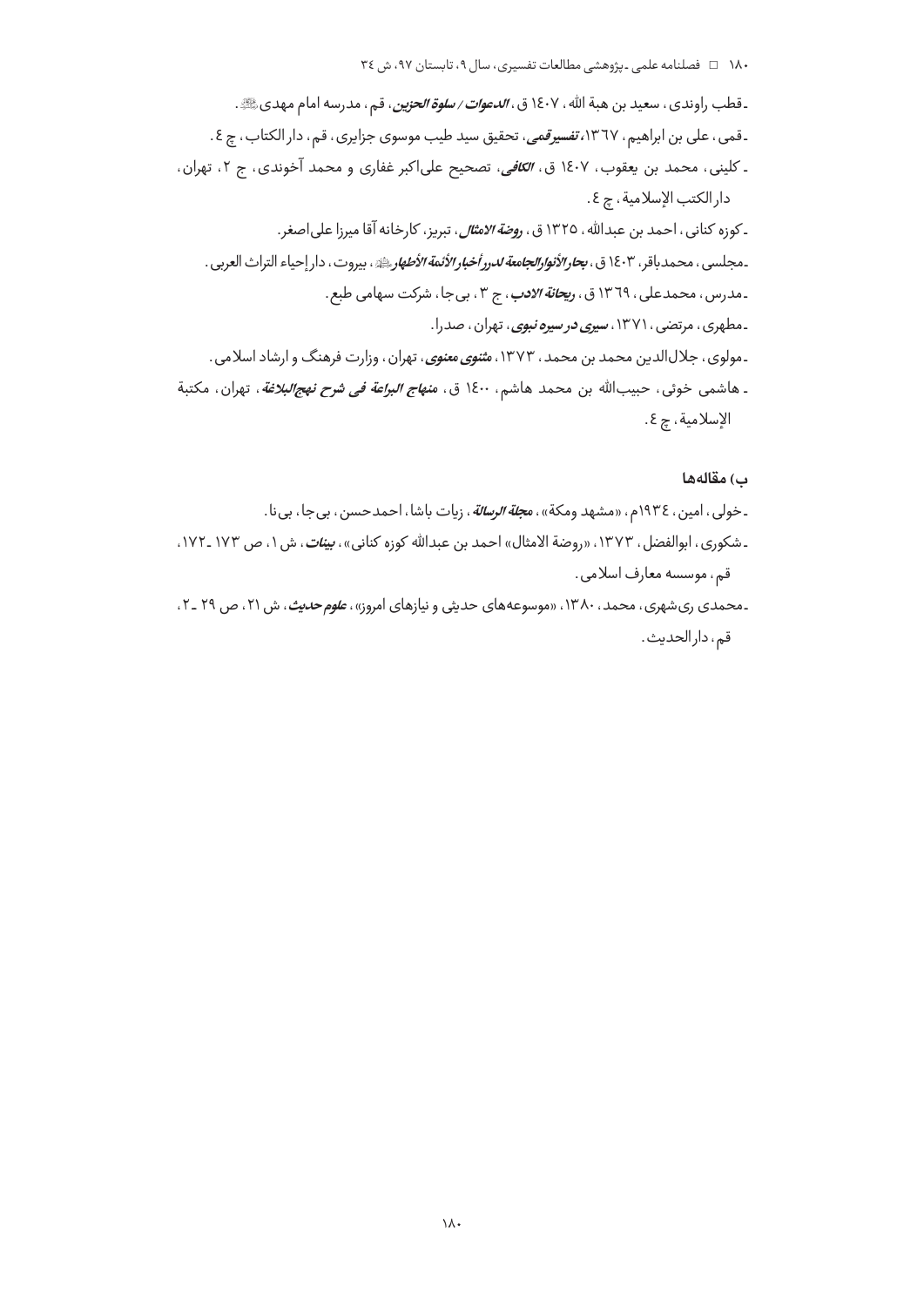- قطب راوندی، سعید بن هبة الله، ۱۴۰۷ ق، *الدعوات / سلوة الحزین*، قم، مدرسه امام مهدی ﷺ.
- قمی، علی بن ابراهیم، ۱۳۶۷، *تفسیر قمی*، تحقیق سید طیب موسوی جزایری، قم، دار الکتاب، چ ٤.
- کلینی، محمد بن یعقوب، ۱۴۰۷ ق، *الکافی*، تصحیح علی‌اکبر غفاری و محمد آخوندی، ج ۲، تهران، دار الکتب الإسلامیة، چ ٤.
- کوزه کنانی، احمد بن عبدالله، ۱۳۲۵ ق، *روضة الامثال*، تبریز، کارخانه آقا میرزا علی‌اصغر.
- مجلسی، محمدباقر، ۱۴۰۳ ق، *بحار الأنوار الجامعة لدرر أخبار الأئمة الأطهار* ﷺ، بیروت، دار إحیاء التراث العربی.
- مدرس، محمدعلی، ۱۳۶۹ ق، *ریحانة الادب*، ج ۳، بی‌جا، شرکت سهامی طبع.
- مطهری، مرتضی، ۱۳۷۱، *سیری در سیره نبوی*، تهران، صدرا.
- مولوی، جلال‌الدین محمد بن محمد، ۱۳۷۳، *مثنوی معنوی*، تهران، وزارت فرهنگ و ارشاد اسلامی.
- هاشمی خوئی، حبیب‌الله بن محمد هاشم، ۱۴۰۰ ق، *منهاج البراعة فی شرح نهج‌البلاغة*، تهران، مکتبة الإسلامیة، چ ٤.

### ب) مقاله‌ها

- خولی، امین، ۱۹۳٤م، «مشهد ومکة»، *مجلة الرسالة*، زیات باشا، احمدحسن، بی‌جا، بی‌نا.
- شکوری، ابوالفضل، ۱۳۷۳، «روضة الامثال» احمد بن عبدالله کوزه کنانی»، *بینات*، ش ۱، ص ۱۷۳ ـ ۱۷۲، قم، موسسه معارف اسلامی.
- محمدی ری‌شهری، محمد، ۱۳۸۰، «موسوعه‌های حدیثی و نیازهای امروز»، *علوم حدیث*، ش ۲۱، ص ۲۹ ـ ۲، قم، دار الحدیث.